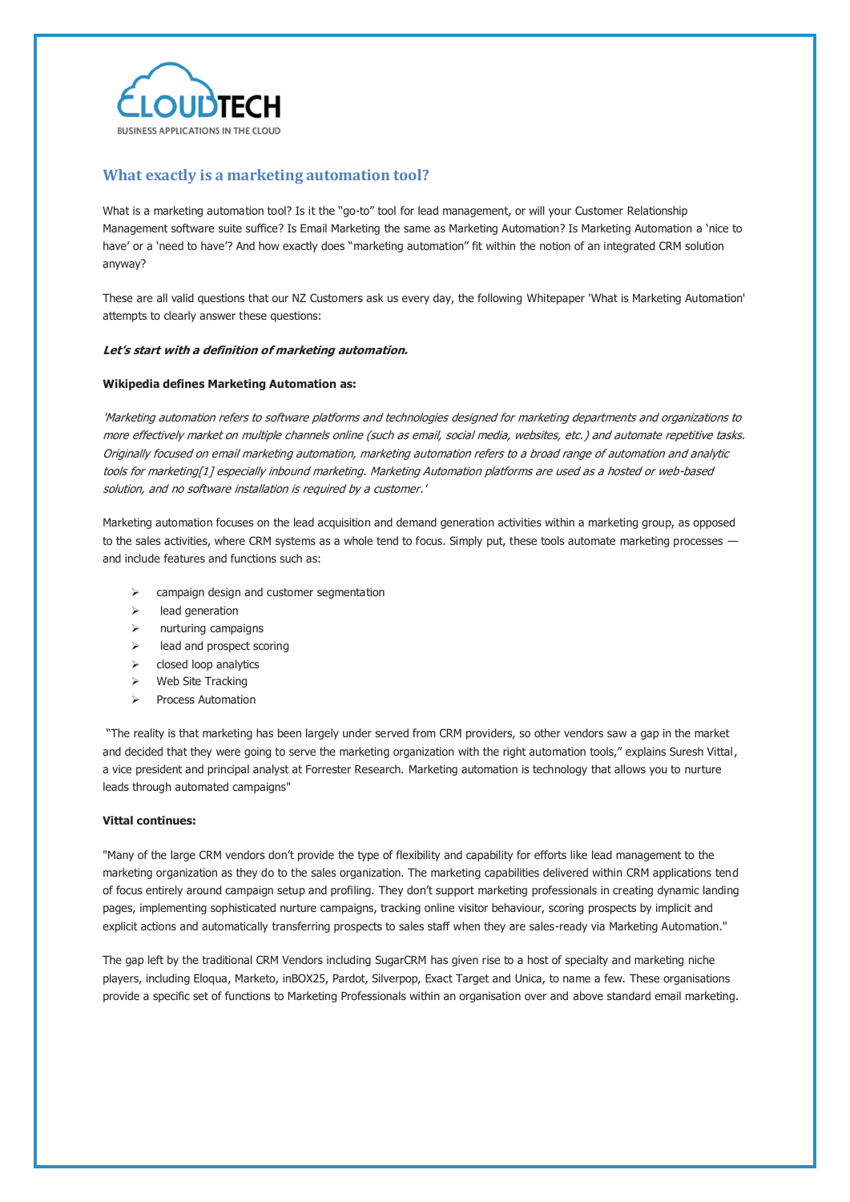## What exactly is a marketing automation tool?

What is a marketing automation tool? Is it the "go-to" tool for lead management, or will your Customer Relationship Management software suite suffice? Is Email Marketing the same as Marketing Automation? Is Marketing Automation a 'nice to have' or a 'need to have'? And how exactly does "marketing automation" fit within the notion of an integrated CRM solution anyway?

These are all valid questions that our NZ Customers ask us every day, the following Whitepaper 'What is Marketing Automation' attempts to clearly answer these questions:

***Let's start with a definition of marketing automation.***

**Wikipedia defines Marketing Automation as:**

*'Marketing automation refers to software platforms and technologies designed for marketing departments and organizations to more effectively market on multiple channels online (such as email, social media, websites, etc.) and automate repetitive tasks. Originally focused on email marketing automation, marketing automation refers to a broad range of automation and analytic tools for marketing[1] especially inbound marketing. Marketing Automation platforms are used as a hosted or web-based solution, and no software installation is required by a customer.'*

Marketing automation focuses on the lead acquisition and demand generation activities within a marketing group, as opposed to the sales activities, where CRM systems as a whole tend to focus. Simply put, these tools automate marketing processes — and include features and functions such as:

- campaign design and customer segmentation
- lead generation
- nurturing campaigns
- lead and prospect scoring
- closed loop analytics
- Web Site Tracking
- Process Automation

"The reality is that marketing has been largely under served from CRM providers, so other vendors saw a gap in the market and decided that they were going to serve the marketing organization with the right automation tools," explains Suresh Vittal, a vice president and principal analyst at Forrester Research. Marketing automation is technology that allows you to nurture leads through automated campaigns"

**Vittal continues:**

"Many of the large CRM vendors don't provide the type of flexibility and capability for efforts like lead management to the marketing organization as they do to the sales organization. The marketing capabilities delivered within CRM applications tend of focus entirely around campaign setup and profiling. They don't support marketing professionals in creating dynamic landing pages, implementing sophisticated nurture campaigns, tracking online visitor behaviour, scoring prospects by implicit and explicit actions and automatically transferring prospects to sales staff when they are sales-ready via Marketing Automation."

The gap left by the traditional CRM Vendors including SugarCRM has given rise to a host of specialty and marketing niche players, including Eloqua, Marketo, inBOX25, Pardot, Silverpop, Exact Target and Unica, to name a few. These organisations provide a specific set of functions to Marketing Professionals within an organisation over and above standard email marketing.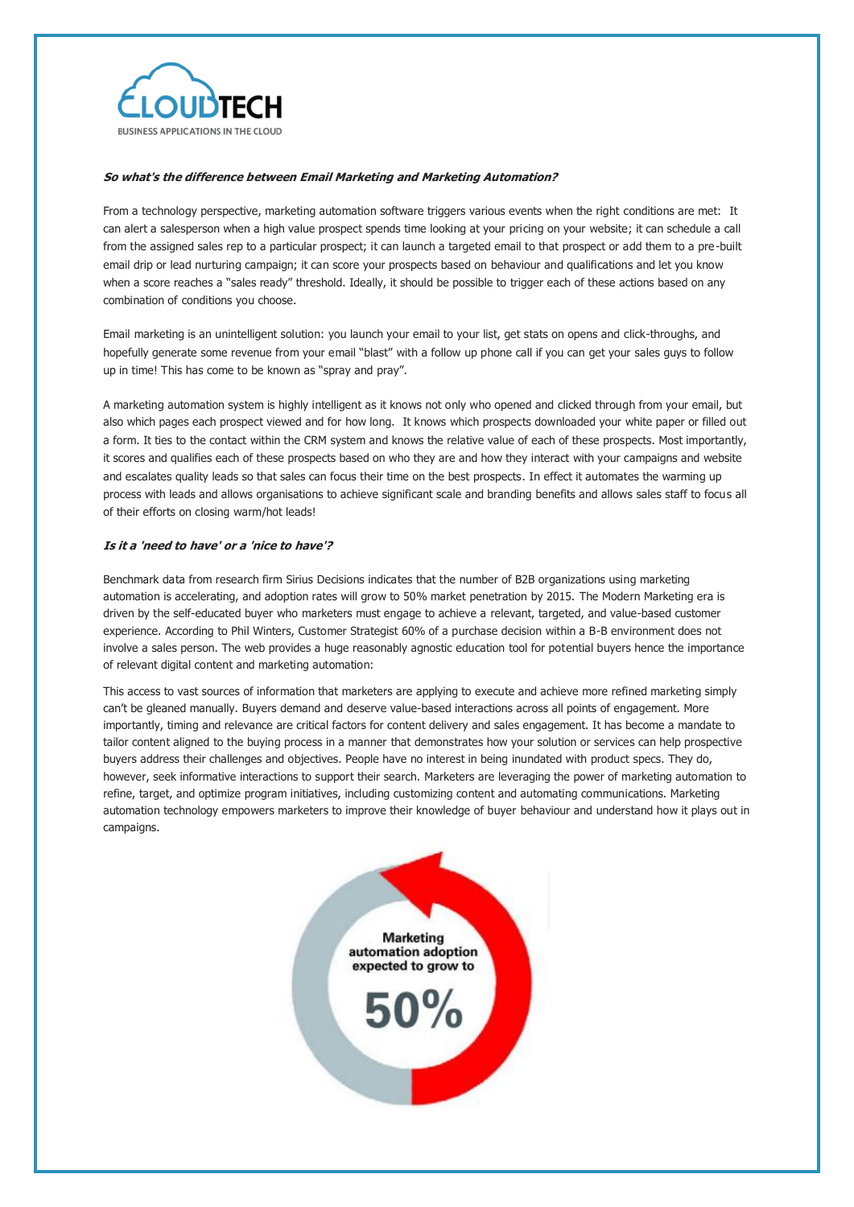***So what's the difference between Email Marketing and Marketing Automation?***

From a technology perspective, marketing automation software triggers various events when the right conditions are met: It can alert a salesperson when a high value prospect spends time looking at your pricing on your website; it can schedule a call from the assigned sales rep to a particular prospect; it can launch a targeted email to that prospect or add them to a pre-built email drip or lead nurturing campaign; it can score your prospects based on behaviour and qualifications and let you know when a score reaches a "sales ready" threshold. Ideally, it should be possible to trigger each of these actions based on any combination of conditions you choose.

Email marketing is an unintelligent solution: you launch your email to your list, get stats on opens and click-throughs, and hopefully generate some revenue from your email "blast" with a follow up phone call if you can get your sales guys to follow up in time! This has come to be known as "spray and pray".

A marketing automation system is highly intelligent as it knows not only who opened and clicked through from your email, but also which pages each prospect viewed and for how long. It knows which prospects downloaded your white paper or filled out a form. It ties to the contact within the CRM system and knows the relative value of each of these prospects. Most importantly, it scores and qualifies each of these prospects based on who they are and how they interact with your campaigns and website and escalates quality leads so that sales can focus their time on the best prospects. In effect it automates the warming up process with leads and allows organisations to achieve significant scale and branding benefits and allows sales staff to focus all of their efforts on closing warm/hot leads!

***Is it a 'need to have' or a 'nice to have'?***

Benchmark data from research firm Sirius Decisions indicates that the number of B2B organizations using marketing automation is accelerating, and adoption rates will grow to 50% market penetration by 2015. The Modern Marketing era is driven by the self-educated buyer who marketers must engage to achieve a relevant, targeted, and value-based customer experience. According to Phil Winters, Customer Strategist 60% of a purchase decision within a B-B environment does not involve a sales person. The web provides a huge reasonably agnostic education tool for potential buyers hence the importance of relevant digital content and marketing automation:

This access to vast sources of information that marketers are applying to execute and achieve more refined marketing simply can't be gleaned manually. Buyers demand and deserve value-based interactions across all points of engagement. More importantly, timing and relevance are critical factors for content delivery and sales engagement. It has become a mandate to tailor content aligned to the buying process in a manner that demonstrates how your solution or services can help prospective buyers address their challenges and objectives. People have no interest in being inundated with product specs. They do, however, seek informative interactions to support their search. Marketers are leveraging the power of marketing automation to refine, target, and optimize program initiatives, including customizing content and automating communications. Marketing automation technology empowers marketers to improve their knowledge of buyer behaviour and understand how it plays out in campaigns.

Marketing automation adoption expected to grow to

50%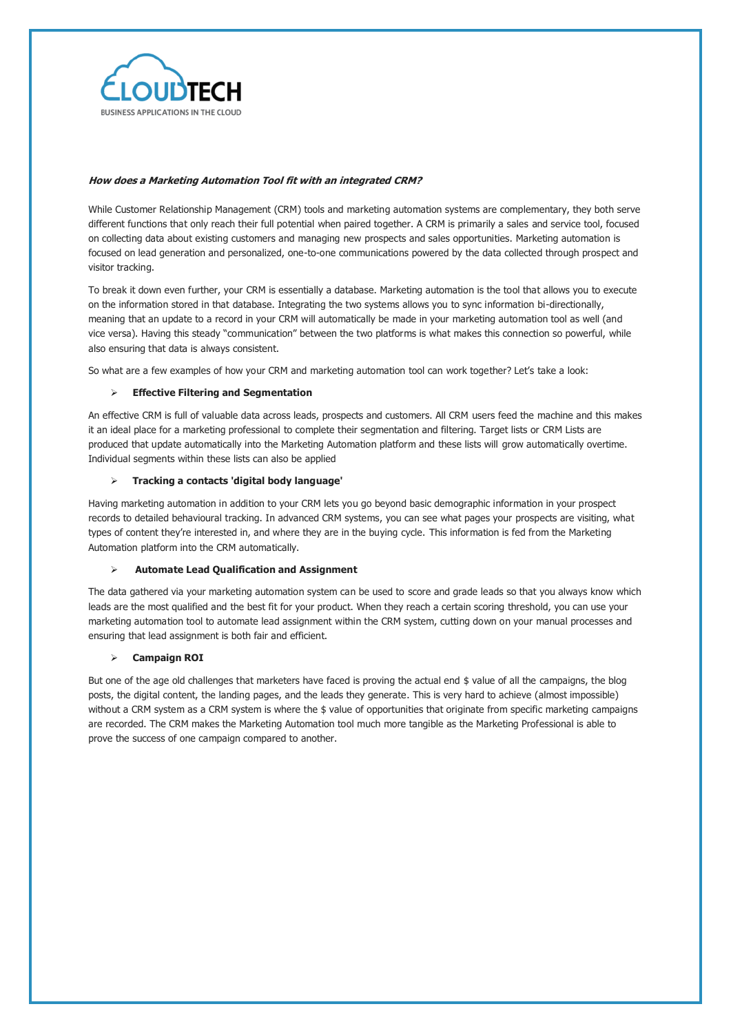CLOUDTECH

BUSINESS APPLICATIONS IN THE CLOUD

***How does a Marketing Automation Tool fit with an integrated CRM?***

While Customer Relationship Management (CRM) tools and marketing automation systems are complementary, they both serve different functions that only reach their full potential when paired together. A CRM is primarily a sales and service tool, focused on collecting data about existing customers and managing new prospects and sales opportunities. Marketing automation is focused on lead generation and personalized, one-to-one communications powered by the data collected through prospect and visitor tracking.

To break it down even further, your CRM is essentially a database. Marketing automation is the tool that allows you to execute on the information stored in that database. Integrating the two systems allows you to sync information bi-directionally, meaning that an update to a record in your CRM will automatically be made in your marketing automation tool as well (and vice versa). Having this steady "communication" between the two platforms is what makes this connection so powerful, while also ensuring that data is always consistent.

So what are a few examples of how your CRM and marketing automation tool can work together? Let's take a look:

- **Effective Filtering and Segmentation**

An effective CRM is full of valuable data across leads, prospects and customers. All CRM users feed the machine and this makes it an ideal place for a marketing professional to complete their segmentation and filtering. Target lists or CRM Lists are produced that update automatically into the Marketing Automation platform and these lists will grow automatically overtime. Individual segments within these lists can also be applied

- **Tracking a contacts 'digital body language'**

Having marketing automation in addition to your CRM lets you go beyond basic demographic information in your prospect records to detailed behavioural tracking. In advanced CRM systems, you can see what pages your prospects are visiting, what types of content they're interested in, and where they are in the buying cycle. This information is fed from the Marketing Automation platform into the CRM automatically.

- **Automate Lead Qualification and Assignment**

The data gathered via your marketing automation system can be used to score and grade leads so that you always know which leads are the most qualified and the best fit for your product. When they reach a certain scoring threshold, you can use your marketing automation tool to automate lead assignment within the CRM system, cutting down on your manual processes and ensuring that lead assignment is both fair and efficient.

- **Campaign ROI**

But one of the age old challenges that marketers have faced is proving the actual end $ value of all the campaigns, the blog posts, the digital content, the landing pages, and the leads they generate. This is very hard to achieve (almost impossible) without a CRM system as a CRM system is where the $ value of opportunities that originate from specific marketing campaigns are recorded. The CRM makes the Marketing Automation tool much more tangible as the Marketing Professional is able to prove the success of one campaign compared to another.